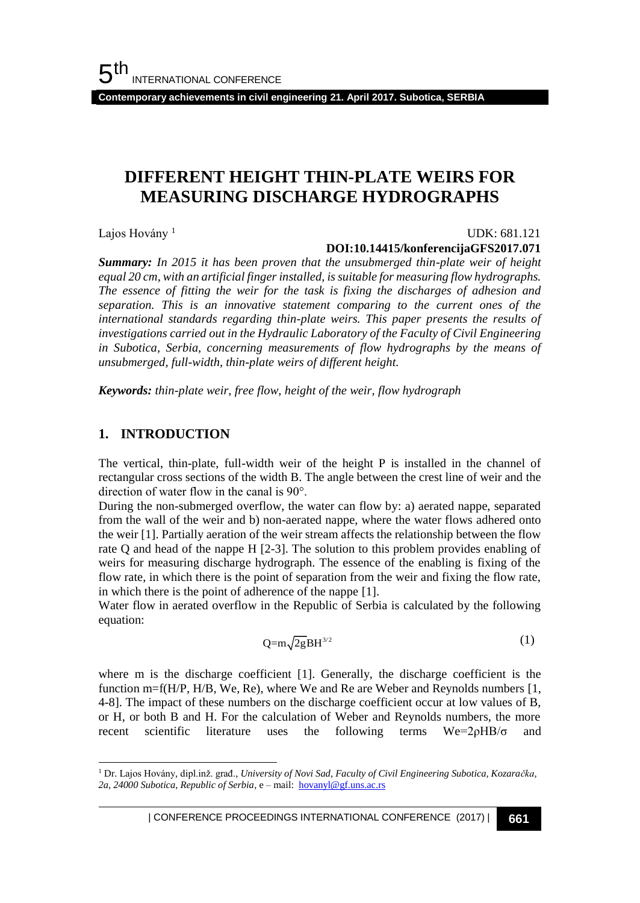# DIFFERENT HEIGHT THIN-PLATE WEIRS FOR MEASURING DISCHARGE HYDROGRAPHS

Lajos Hovány [1]

UDK: 681.121

**DOI:10.14415/konferencijaGFS2017.071**

***Summary:*** *In 2015 it has been proven that the unsubmerged thin-plate weir of height equal 20 cm, with an artificial finger installed, is suitable for measuring flow hydrographs. The essence of fitting the weir for the task is fixing the discharges of adhesion and separation. This is an innovative statement comparing to the current ones of the international standards regarding thin-plate weirs. This paper presents the results of investigations carried out in the Hydraulic Laboratory of the Faculty of Civil Engineering in Subotica, Serbia, concerning measurements of flow hydrographs by the means of unsubmerged, full-width, thin-plate weirs of different height.*

***Keywords:*** *thin-plate weir, free flow, height of the weir, flow hydrograph*

## 1. INTRODUCTION

The vertical, thin-plate, full-width weir of the height P is installed in the channel of rectangular cross sections of the width B. The angle between the crest line of weir and the direction of water flow in the canal is 90°.

During the non-submerged overflow, the water can flow by: a) aerated nappe, separated from the wall of the weir and b) non-aerated nappe, where the water flows adhered onto the weir [1]. Partially aeration of the weir stream affects the relationship between the flow rate Q and head of the nappe H [2-3]. The solution to this problem provides enabling of weirs for measuring discharge hydrograph. The essence of the enabling is fixing of the flow rate, in which there is the point of separation from the weir and fixing the flow rate, in which there is the point of adherence of the nappe [1].

Water flow in aerated overflow in the Republic of Serbia is calculated by the following equation:

$$Q = m\sqrt{2g}BH^{3/2} \tag{1}$$

where m is the discharge coefficient [1]. Generally, the discharge coefficient is the function $m=f(H/P, H/B, We, Re)$, where We and Re are Weber and Reynolds numbers [1, 4-8]. The impact of these numbers on the discharge coefficient occur at low values of B, or H, or both B and H. For the calculation of Weber and Reynolds numbers, the more recent scientific literature uses the following terms $We=2\rho HB/\sigma$ and

---

[1] Dr. Lajos Hovány, dipl.inž. građ., *University of Novi Sad, Faculty of Civil Engineering Subotica, Kozaračka, 2a, 24000 Subotica, Republic of Serbia*, e – mail: hovanyl@gf.uns.ac.rs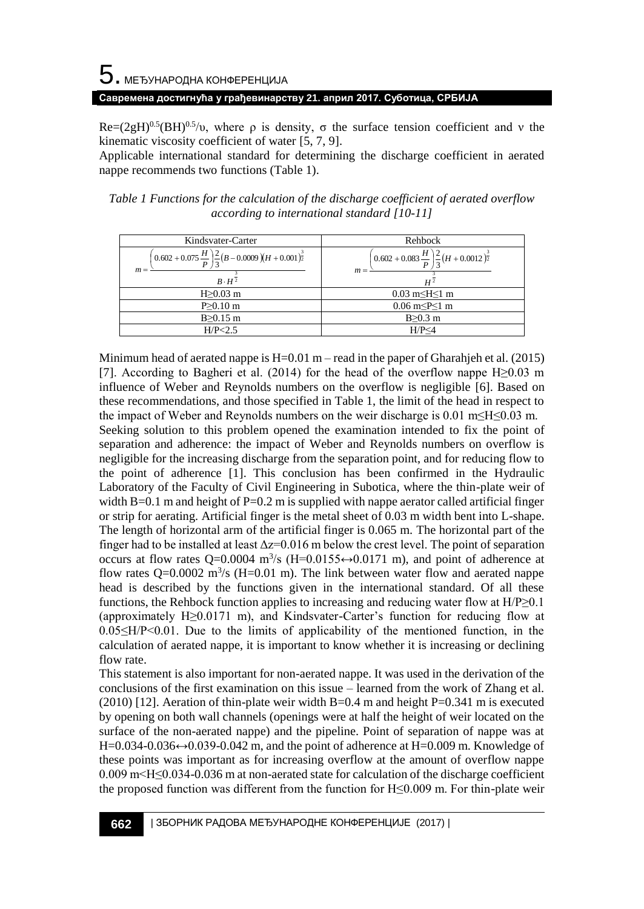$Re=(2gH)^{0.5}(BH)^{0.5}/\upsilon$, where ρ is density, σ the surface tension coefficient and ν the kinematic viscosity coefficient of water [5, 7, 9].

Applicable international standard for determining the discharge coefficient in aerated nappe recommends two functions (Table 1).

*Table 1 Functions for the calculation of the discharge coefficient of aerated overflow according to international standard [10-11]*

| Kindsvater-Carter | Rehbock |
|---|---|
| $m=\frac{\left(0.602+0.075\frac{H}{P}\right)\frac{2}{3}(B-0.0009)(H+0.001)^{\frac{3}{2}}}{B\cdot H^{\frac{3}{2}}}$ | $m=\frac{\left(0.602+0.083\frac{H}{P}\right)\frac{2}{3}(H+0.0012)^{\frac{3}{2}}}{H^{\frac{3}{2}}}$ |
| H≥0.03 m | 0.03 m≤H≤1 m |
| P≥0.10 m | 0.06 m≤P≤1 m |
| B≥0.15 m | B≥0.3 m |
| H/P<2.5 | H/P≤4 |

Minimum head of aerated nappe is H=0.01 m – read in the paper of Gharahjeh et al. (2015) [7]. According to Bagheri et al. (2014) for the head of the overflow nappe H≥0.03 m influence of Weber and Reynolds numbers on the overflow is negligible [6]. Based on these recommendations, and those specified in Table 1, the limit of the head in respect to the impact of Weber and Reynolds numbers on the weir discharge is 0.01 m≤H≤0.03 m.

Seeking solution to this problem opened the examination intended to fix the point of separation and adherence: the impact of Weber and Reynolds numbers on overflow is negligible for the increasing discharge from the separation point, and for reducing flow to the point of adherence [1]. This conclusion has been confirmed in the Hydraulic Laboratory of the Faculty of Civil Engineering in Subotica, where the thin-plate weir of width B=0.1 m and height of P=0.2 m is supplied with nappe aerator called artificial finger or strip for aerating. Artificial finger is the metal sheet of 0.03 m width bent into L-shape. The length of horizontal arm of the artificial finger is 0.065 m. The horizontal part of the finger had to be installed at least Δz=0.016 m below the crest level. The point of separation occurs at flow rates Q=0.0004 m$^3$/s (H=0.0155↔0.0171 m), and point of adherence at flow rates Q=0.0002 m$^3$/s (H=0.01 m). The link between water flow and aerated nappe head is described by the functions given in the international standard. Of all these functions, the Rehbock function applies to increasing and reducing water flow at H/P≥0.1 (approximately H≥0.0171 m), and Kindsvater-Carter's function for reducing flow at 0.05≤H/P<0.01. Due to the limits of applicability of the mentioned function, in the calculation of aerated nappe, it is important to know whether it is increasing or declining flow rate.

This statement is also important for non-aerated nappe. It was used in the derivation of the conclusions of the first examination on this issue – learned from the work of Zhang et al. (2010) [12]. Aeration of thin-plate weir width B=0.4 m and height P=0.341 m is executed by opening on both wall channels (openings were at half the height of weir located on the surface of the non-aerated nappe) and the pipeline. Point of separation of nappe was at H=0.034-0.036↔0.039-0.042 m, and the point of adherence at H=0.009 m. Knowledge of these points was important as for increasing overflow at the amount of overflow nappe 0.009 m<H≤0.034-0.036 m at non-aerated state for calculation of the discharge coefficient the proposed function was different from the function for H≤0.009 m. For thin-plate weir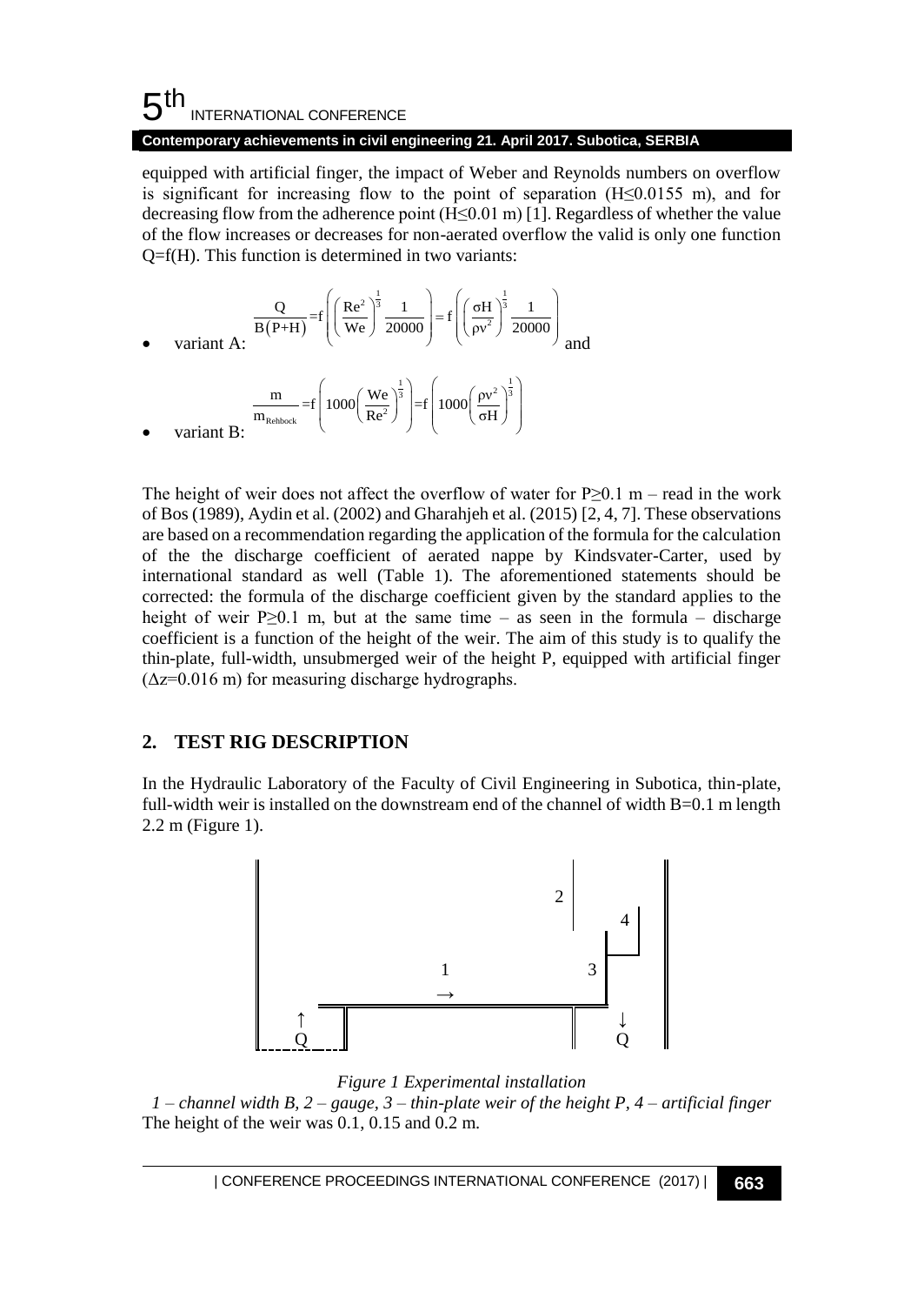equipped with artificial finger, the impact of Weber and Reynolds numbers on overflow is significant for increasing flow to the point of separation (H≤0.0155 m), and for decreasing flow from the adherence point (H≤0.01 m) [1]. Regardless of whether the value of the flow increases or decreases for non-aerated overflow the valid is only one function Q=f(H). This function is determined in two variants:

- variant A: $$\frac{Q}{B(P+H)} = f\left(\left(\frac{Re^2}{We}\right)^{\frac{1}{3}} \frac{1}{20000}\right) = f\left(\left(\frac{\sigma H}{\rho v^2}\right)^{\frac{1}{3}} \frac{1}{20000}\right)$$ and

- variant B: $$\frac{m}{m_{Rehbock}} = f\left(1000\left(\frac{We}{Re^2}\right)^{\frac{1}{3}}\right) = f\left(1000\left(\frac{\rho v^2}{\sigma H}\right)^{\frac{1}{3}}\right)$$

The height of weir does not affect the overflow of water for P≥0.1 m – read in the work of Bos (1989), Aydin et al. (2002) and Gharahjeh et al. (2015) [2, 4, 7]. These observations are based on a recommendation regarding the application of the formula for the calculation of the the discharge coefficient of aerated nappe by Kindsvater-Carter, used by international standard as well (Table 1). The aforementioned statements should be corrected: the formula of the discharge coefficient given by the standard applies to the height of weir P≥0.1 m, but at the same time – as seen in the formula – discharge coefficient is a function of the height of the weir. The aim of this study is to qualify the thin-plate, full-width, unsubmerged weir of the height P, equipped with artificial finger (Δz=0.016 m) for measuring discharge hydrographs.

## 2. TEST RIG DESCRIPTION

In the Hydraulic Laboratory of the Faculty of Civil Engineering in Subotica, thin-plate, full-width weir is installed on the downstream end of the channel of width B=0.1 m length 2.2 m (Figure 1).

*Figure 1 Experimental installation*

*1 – channel width B, 2 – gauge, 3 – thin-plate weir of the height P, 4 – artificial finger*

The height of the weir was 0.1, 0.15 and 0.2 m.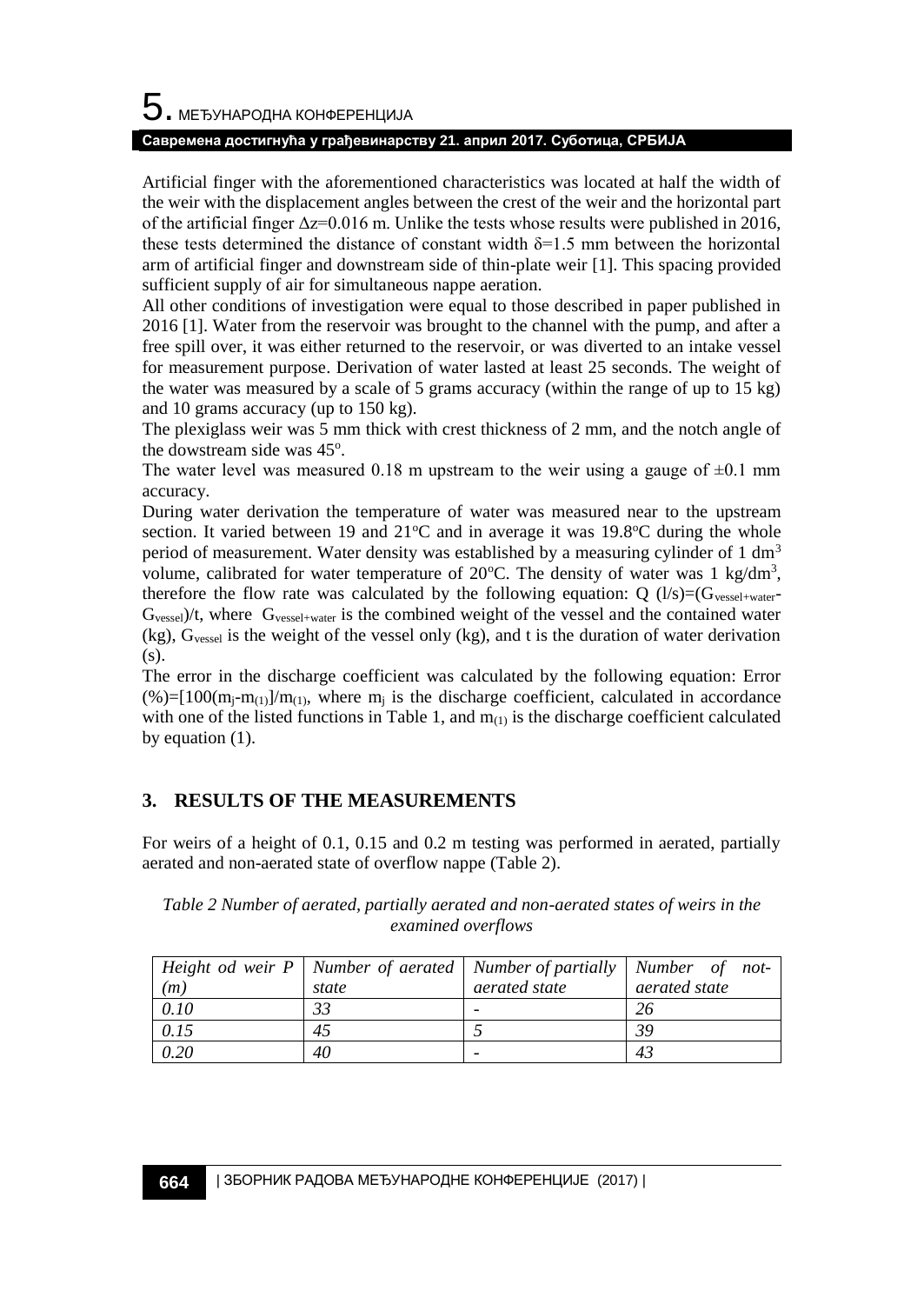Artificial finger with the aforementioned characteristics was located at half the width of the weir with the displacement angles between the crest of the weir and the horizontal part of the artificial finger $\Delta z$=0.016 m. Unlike the tests whose results were published in 2016, these tests determined the distance of constant width $\delta$=1.5 mm between the horizontal arm of artificial finger and downstream side of thin-plate weir [1]. This spacing provided sufficient supply of air for simultaneous nappe aeration.

All other conditions of investigation were equal to those described in paper published in 2016 [1]. Water from the reservoir was brought to the channel with the pump, and after a free spill over, it was either returned to the reservoir, or was diverted to an intake vessel for measurement purpose. Derivation of water lasted at least 25 seconds. The weight of the water was measured by a scale of 5 grams accuracy (within the range of up to 15 kg) and 10 grams accuracy (up to 150 kg).

The plexiglass weir was 5 mm thick with crest thickness of 2 mm, and the notch angle of the dowstream side was 45$^o$.

The water level was measured 0.18 m upstream to the weir using a gauge of $\pm$0.1 mm accuracy.

During water derivation the temperature of water was measured near to the upstream section. It varied between 19 and 21$^o$C and in average it was 19.8$^o$C during the whole period of measurement. Water density was established by a measuring cylinder of 1 dm$^3$ volume, calibrated for water temperature of 20$^o$C. The density of water was 1 kg/dm$^3$, therefore the flow rate was calculated by the following equation: $Q$ (l/s)=$(G_{vessel+water}-G_{vessel})/t$, where $G_{vessel+water}$ is the combined weight of the vessel and the contained water (kg), $G_{vessel}$ is the weight of the vessel only (kg), and t is the duration of water derivation (s).

The error in the discharge coefficient was calculated by the following equation: Error (%)=$[100(m_j-m_{(1)}]/m_{(1)}$, where $m_j$ is the discharge coefficient, calculated in accordance with one of the listed functions in Table 1, and $m_{(1)}$ is the discharge coefficient calculated by equation (1).

## 3. RESULTS OF THE MEASUREMENTS

For weirs of a height of 0.1, 0.15 and 0.2 m testing was performed in aerated, partially aerated and non-aerated state of overflow nappe (Table 2).

*Table 2 Number of aerated, partially aerated and non-aerated states of weirs in the examined overflows*

| *Height od weir P (m)* | *Number of aerated state* | *Number of partially aerated state* | *Number of not-aerated state* |
|---|---|---|---|
| *0.10* | *33* | *-* | *26* |
| *0.15* | *45* | *5* | *39* |
| *0.20* | *40* | *-* | *43* |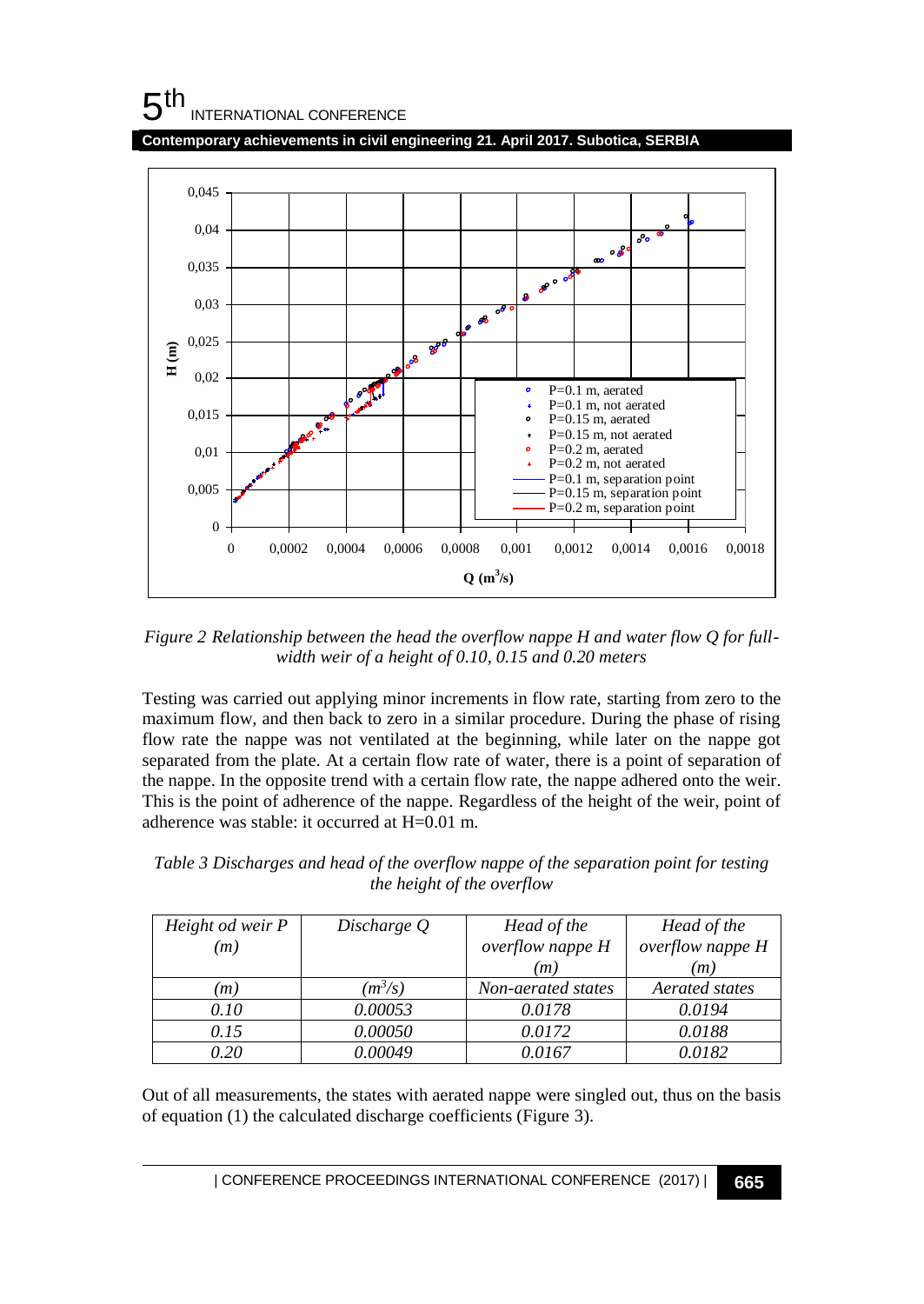*Figure 2 Relationship between the head the overflow nappe H and water flow Q for full-width weir of a height of 0.10, 0.15 and 0.20 meters*

Testing was carried out applying minor increments in flow rate, starting from zero to the maximum flow, and then back to zero in a similar procedure. During the phase of rising flow rate the nappe was not ventilated at the beginning, while later on the nappe got separated from the plate. At a certain flow rate of water, there is a point of separation of the nappe. In the opposite trend with a certain flow rate, the nappe adhered onto the weir. This is the point of adherence of the nappe. Regardless of the height of the weir, point of adherence was stable: it occurred at H=0.01 m.

*Table 3 Discharges and head of the overflow nappe of the separation point for testing the height of the overflow*

| *Height od weir P (m)* | *Discharge Q* | *Head of the overflow nappe H (m)* | *Head of the overflow nappe H (m)* |
|---|---|---|---|
| *(m)* | *($m^3/s$)* | *Non-aerated states* | *Aerated states* |
| *0.10* | *0.00053* | *0.0178* | *0.0194* |
| *0.15* | *0.00050* | *0.0172* | *0.0188* |
| *0.20* | *0.00049* | *0.0167* | *0.0182* |

Out of all measurements, the states with aerated nappe were singled out, thus on the basis of equation (1) the calculated discharge coefficients (Figure 3).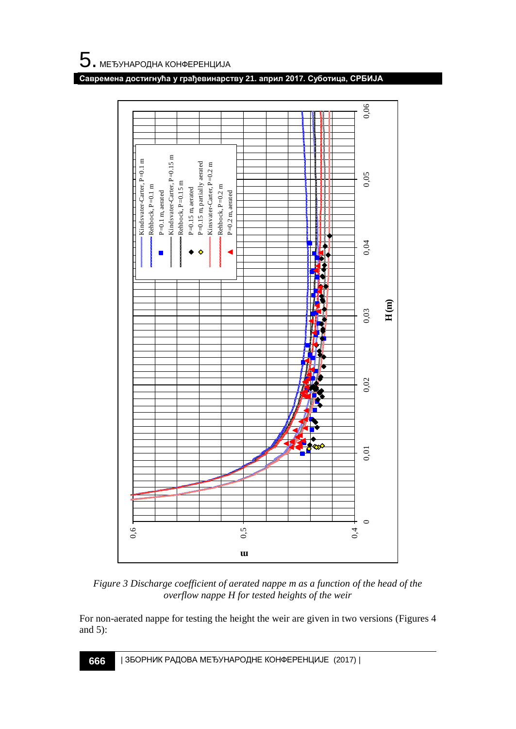*Figure 3 Discharge coefficient of aerated nappe m as a function of the head of the overflow nappe H for tested heights of the weir*

For non-aerated nappe for testing the height the weir are given in two versions (Figures 4 and 5):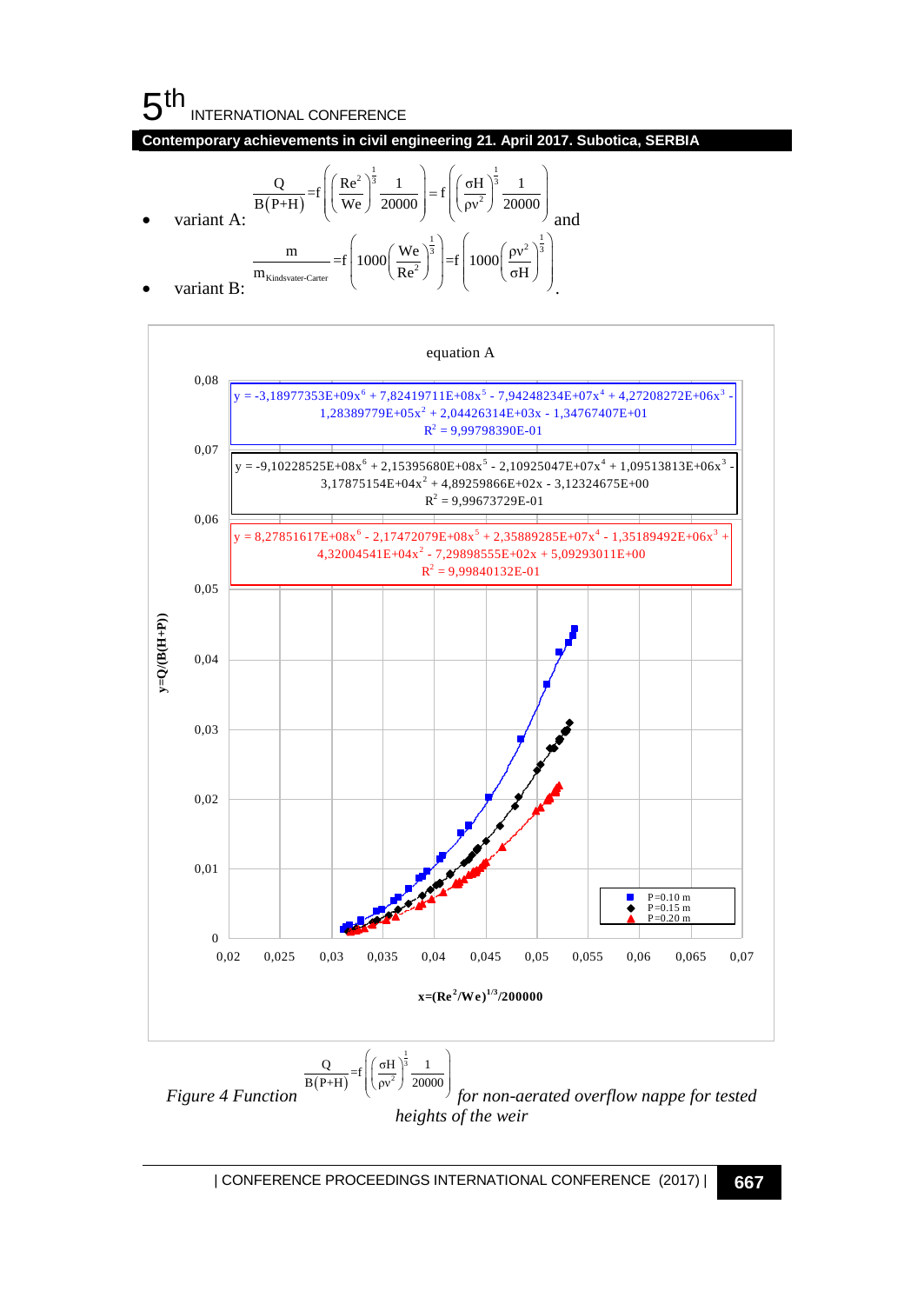- variant A: $\frac{Q}{B(P+H)} = f\left(\left(\frac{Re^2}{We}\right)^{\frac{1}{3}} \frac{1}{20000}\right) = f\left(\left(\frac{\sigma H}{\rho v^2}\right)^{\frac{1}{3}} \frac{1}{20000}\right)$ and
- variant B: $\frac{m}{m_{Kindsvater\text{-}Carter}} = f\left(1000\left(\frac{We}{Re^2}\right)^{\frac{1}{3}}\right) = f\left(1000\left(\frac{\rho v^2}{\sigma H}\right)^{\frac{1}{3}}\right)$.

equation A

$y = -3{,}18977353E{+}09x^6 + 7{,}82419711E{+}08x^5 - 7{,}94248234E{+}07x^4 + 4{,}27208272E{+}06x^3 - 1{,}28389779E{+}05x^2 + 2{,}04426314E{+}03x - 1{,}34767407E{+}01$

$R^2 = 9{,}99798390E\text{-}01$

$y = -9{,}10228525E{+}08x^6 + 2{,}15395680E{+}08x^5 - 2{,}10925047E{+}07x^4 + 1{,}09513813E{+}06x^3 - 3{,}17875154E{+}04x^2 + 4{,}89259866E{+}02x - 3{,}12324675E{+}00$

$R^2 = 9{,}99673729E\text{-}01$

$y = 8{,}27851617E{+}08x^6 - 2{,}17472079E{+}08x^5 + 2{,}35889285E{+}07x^4 - 1{,}35189492E{+}06x^3 + 4{,}32004541E{+}04x^2 - 7{,}29898555E{+}02x + 5{,}09293011E{+}00$

$R^2 = 9{,}99840132E\text{-}01$

Legend: P=0.10 m, P=0.15 m, P=0.20 m

y-axis: $y = Q/(B(H+P))$; x-axis: $x = (Re^2/We)^{1/3}/200000$

*Figure 4 Function* $\frac{Q}{B(P+H)} = f\left(\left(\frac{\sigma H}{\rho v^2}\right)^{\frac{1}{3}} \frac{1}{20000}\right)$ *for non-aerated overflow nappe for tested heights of the weir*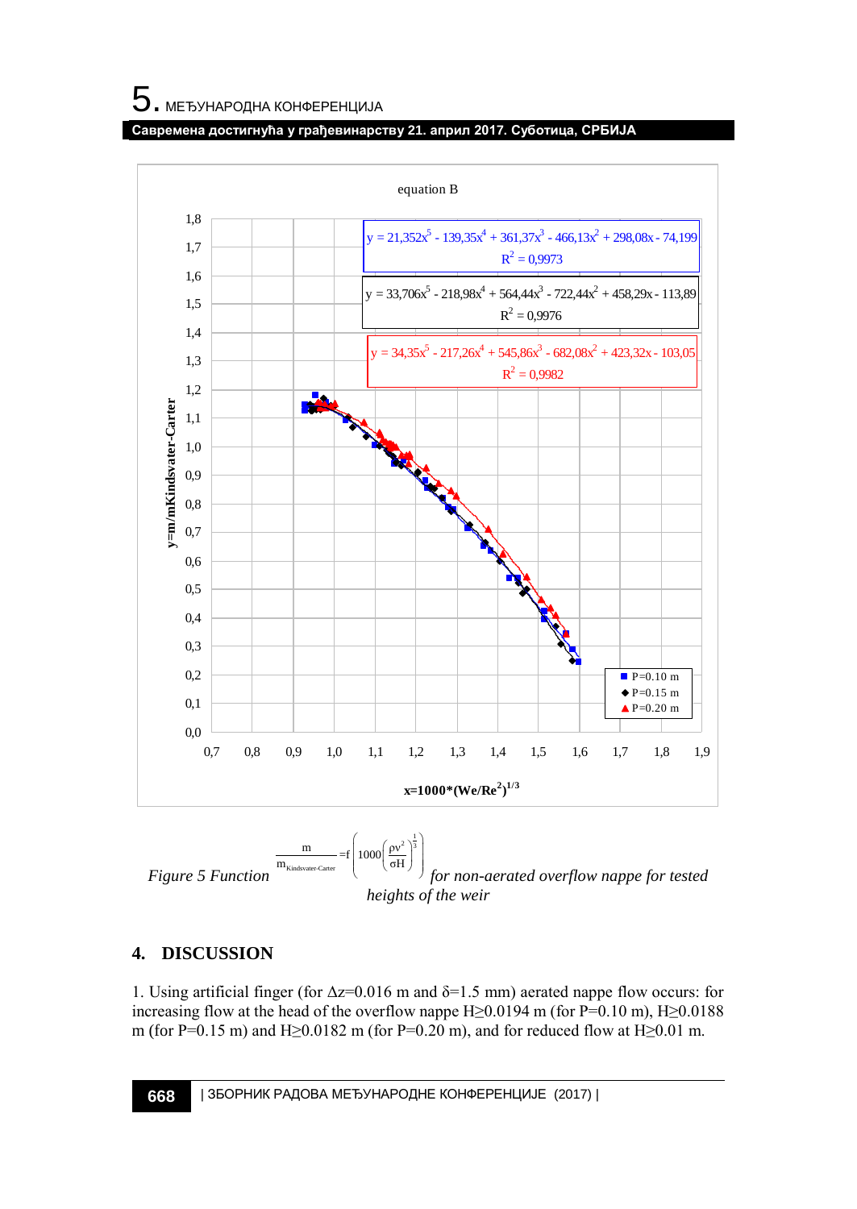equation B

$y = 21{,}352x^5 - 139{,}35x^4 + 361{,}37x^3 - 466{,}13x^2 + 298{,}08x - 74{,}199$
$R^2 = 0{,}9973$

$y = 33{,}706x^5 - 218{,}98x^4 + 564{,}44x^3 - 722{,}44x^2 + 458{,}29x - 113{,}89$
$R^2 = 0{,}9976$

$y = 34{,}35x^5 - 217{,}26x^4 + 545{,}86x^3 - 682{,}08x^2 + 423{,}32x - 103{,}05$
$R^2 = 0{,}9982$

y=m/mKindsvater-Carter

$x=1000*(We/Re^2)^{1/3}$

P=0.10 m
P=0.15 m
P=0.20 m

*Figure 5 Function* $\dfrac{m}{m_{Kindsvater\text{-}Carter}} = f\left(1000\left(\dfrac{\rho v^2}{\sigma H}\right)^{\frac{1}{3}}\right)$ *for non-aerated overflow nappe for tested heights of the weir*

## 4. DISCUSSION

1. Using artificial finger (for $\Delta z$=0.016 m and $\delta$=1.5 mm) aerated nappe flow occurs: for increasing flow at the head of the overflow nappe $H \geq 0.0194$ m (for P=0.10 m), $H \geq 0.0188$ m (for P=0.15 m) and $H \geq 0.0182$ m (for P=0.20 m), and for reduced flow at $H \geq 0.01$ m.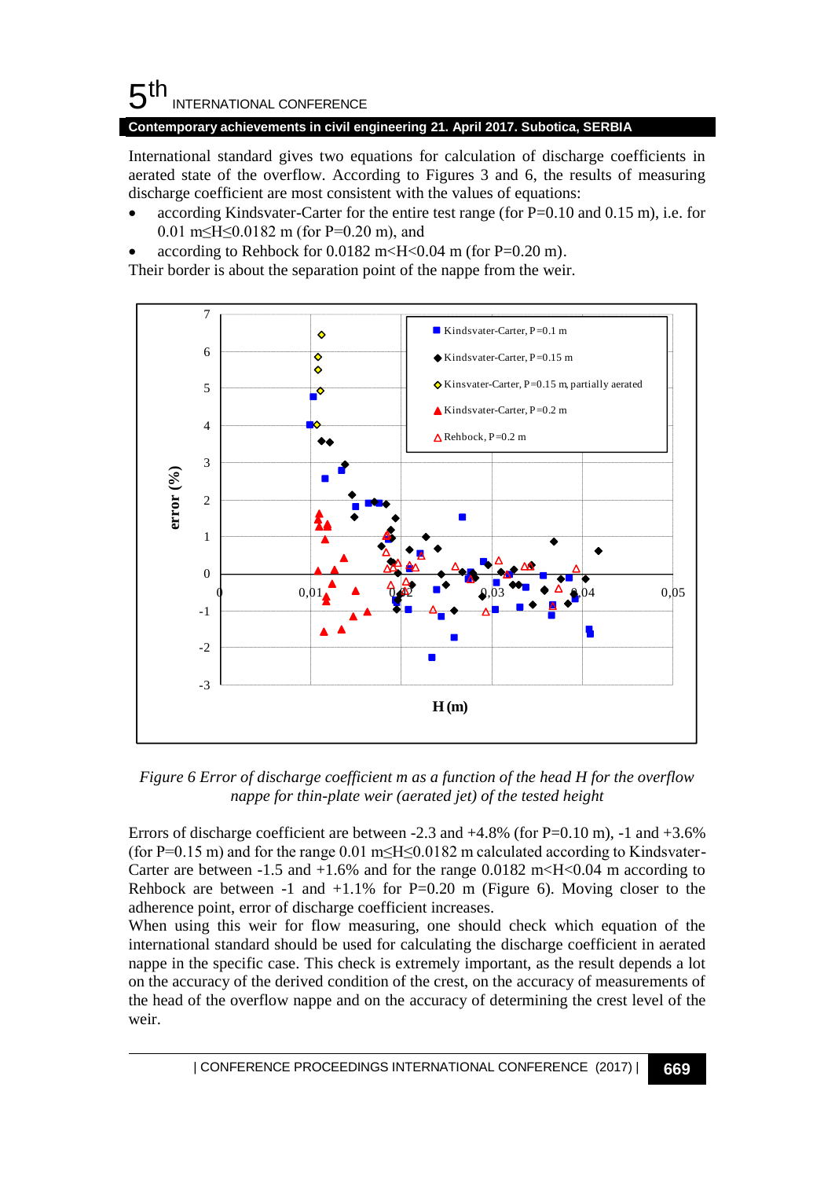International standard gives two equations for calculation of discharge coefficients in aerated state of the overflow. According to Figures 3 and 6, the results of measuring discharge coefficient are most consistent with the values of equations:

- according Kindsvater-Carter for the entire test range (for P=0.10 and 0.15 m), i.e. for 0.01 m≤H≤0.0182 m (for P=0.20 m), and
- according to Rehbock for 0.0182 m<H<0.04 m (for P=0.20 m).

Their border is about the separation point of the nappe from the weir.

*Figure 6 Error of discharge coefficient m as a function of the head H for the overflow nappe for thin-plate weir (aerated jet) of the tested height*

Errors of discharge coefficient are between -2.3 and +4.8% (for P=0.10 m), -1 and +3.6% (for P=0.15 m) and for the range 0.01 m≤H≤0.0182 m calculated according to Kindsvater-Carter are between -1.5 and +1.6% and for the range 0.0182 m<H<0.04 m according to Rehbock are between -1 and +1.1% for P=0.20 m (Figure 6). Moving closer to the adherence point, error of discharge coefficient increases.

When using this weir for flow measuring, one should check which equation of the international standard should be used for calculating the discharge coefficient in aerated nappe in the specific case. This check is extremely important, as the result depends a lot on the accuracy of the derived condition of the crest, on the accuracy of measurements of the head of the overflow nappe and on the accuracy of determining the crest level of the weir.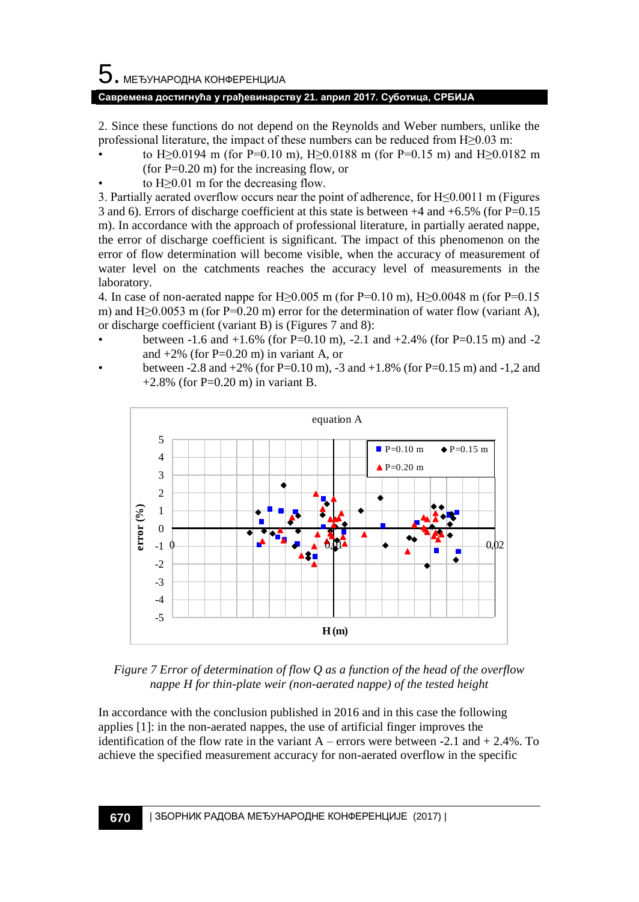2. Since these functions do not depend on the Reynolds and Weber numbers, unlike the professional literature, the impact of these numbers can be reduced from H≥0.03 m:

- to H≥0.0194 m (for P=0.10 m), H≥0.0188 m (for P=0.15 m) and H≥0.0182 m (for P=0.20 m) for the increasing flow, or
- to H≥0.01 m for the decreasing flow.

3. Partially aerated overflow occurs near the point of adherence, for H≤0.0011 m (Figures 3 and 6). Errors of discharge coefficient at this state is between +4 and +6.5% (for P=0.15 m). In accordance with the approach of professional literature, in partially aerated nappe, the error of discharge coefficient is significant. The impact of this phenomenon on the error of flow determination will become visible, when the accuracy of measurement of water level on the catchments reaches the accuracy level of measurements in the laboratory.

4. In case of non-aerated nappe for H≥0.005 m (for P=0.10 m), H≥0.0048 m (for P=0.15 m) and H≥0.0053 m (for P=0.20 m) error for the determination of water flow (variant A), or discharge coefficient (variant B) is (Figures 7 and 8):

- between -1.6 and +1.6% (for P=0.10 m), -2.1 and +2.4% (for P=0.15 m) and -2 and +2% (for P=0.20 m) in variant A, or
- between -2.8 and +2% (for P=0.10 m), -3 and +1.8% (for P=0.15 m) and -1,2 and +2.8% (for P=0.20 m) in variant B.

*Figure 7 Error of determination of flow Q as a function of the head of the overflow nappe H for thin-plate weir (non-aerated nappe) of the tested height*

In accordance with the conclusion published in 2016 and in this case the following applies [1]: in the non-aerated nappes, the use of artificial finger improves the identification of the flow rate in the variant A – errors were between -2.1 and + 2.4%. To achieve the specified measurement accuracy for non-aerated overflow in the specific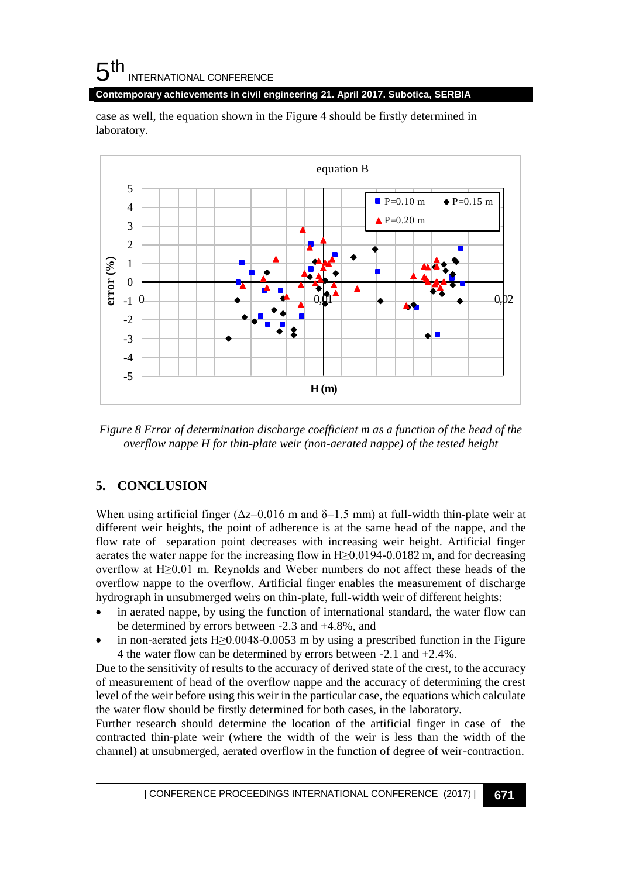case as well, the equation shown in the Figure 4 should be firstly determined in laboratory.

*Figure 8 Error of determination discharge coefficient m as a function of the head of the overflow nappe H for thin-plate weir (non-aerated nappe) of the tested height*

## 5. CONCLUSION

When using artificial finger ($\Delta z$=0.016 m and $\delta$=1.5 mm) at full-width thin-plate weir at different weir heights, the point of adherence is at the same head of the nappe, and the flow rate of separation point decreases with increasing weir height. Artificial finger aerates the water nappe for the increasing flow in H≥0.0194-0.0182 m, and for decreasing overflow at H≥0.01 m. Reynolds and Weber numbers do not affect these heads of the overflow nappe to the overflow. Artificial finger enables the measurement of discharge hydrograph in unsubmerged weirs on thin-plate, full-width weir of different heights:

- in aerated nappe, by using the function of international standard, the water flow can be determined by errors between -2.3 and +4.8%, and
- in non-aerated jets H≥0.0048-0.0053 m by using a prescribed function in the Figure 4 the water flow can be determined by errors between -2.1 and +2.4%.

Due to the sensitivity of results to the accuracy of derived state of the crest, to the accuracy of measurement of head of the overflow nappe and the accuracy of determining the crest level of the weir before using this weir in the particular case, the equations which calculate the water flow should be firstly determined for both cases, in the laboratory.

Further research should determine the location of the artificial finger in case of the contracted thin-plate weir (where the width of the weir is less than the width of the channel) at unsubmerged, aerated overflow in the function of degree of weir-contraction.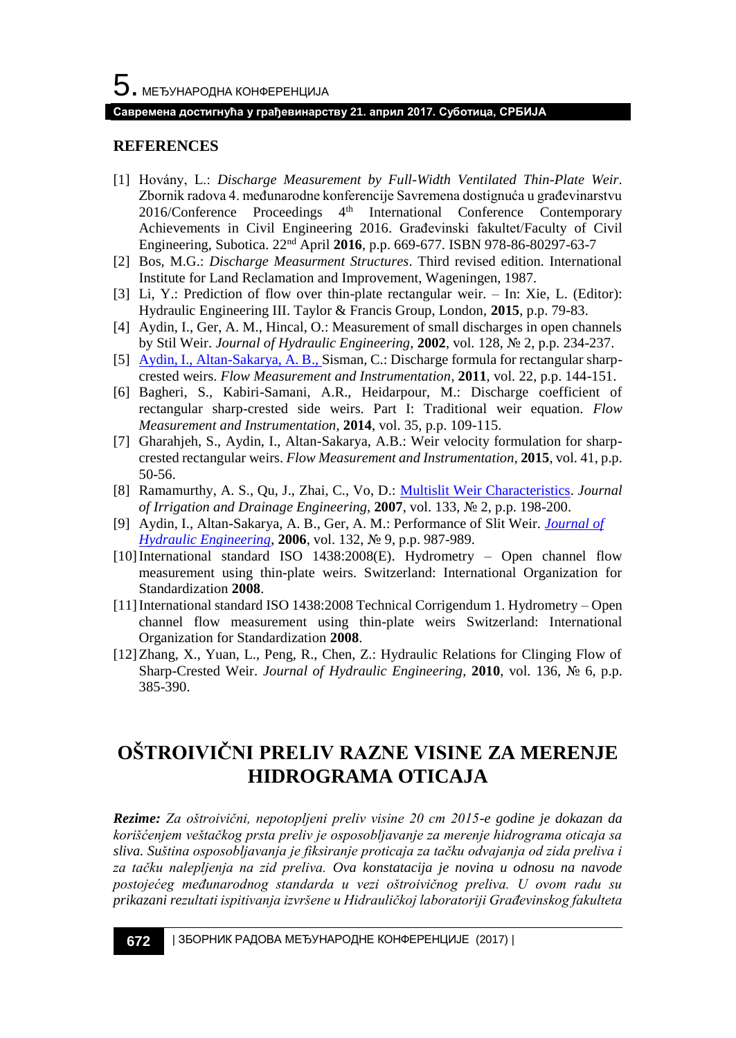## REFERENCES

[1] Hovány, L.: *Discharge Measurement by Full-Width Ventilated Thin-Plate Weir*. Zbornik radova 4. međunarodne konferencije Savremena dostignuća u građevinarstvu 2016/Conference Proceedings 4th International Conference Contemporary Achievements in Civil Engineering 2016. Građevinski fakultet/Faculty of Civil Engineering, Subotica. 22nd April **2016**, p.p. 669-677. ISBN 978-86-80297-63-7

[2] Bos, M.G.: *Discharge Measurment Structures*. Third revised edition. International Institute for Land Reclamation and Improvement, Wageningen, 1987.

[3] Li, Y.: Prediction of flow over thin-plate rectangular weir. – In: Xie, L. (Editor): Hydraulic Engineering III. Taylor & Francis Group, London, **2015**, p.p. 79-83.

[4] Aydin, I., Ger, A. M., Hincal, O.: Measurement of small discharges in open channels by Stil Weir. *Journal of Hydraulic Engineering*, **2002**, vol. 128, № 2, p.p. 234-237.

[5] Aydin, I., Altan-Sakarya, A. B., Sisman, C.: Discharge formula for rectangular sharp-crested weirs. *Flow Measurement and Instrumentation*, **2011**, vol. 22, p.p. 144-151.

[6] Bagheri, S., Kabiri-Samani, A.R., Heidarpour, M.: Discharge coefficient of rectangular sharp-crested side weirs. Part I: Traditional weir equation. *Flow Measurement and Instrumentation*, **2014**, vol. 35, p.p. 109-115.

[7] Gharahjeh, S., Aydin, I., Altan-Sakarya, A.B.: Weir velocity formulation for sharp-crested rectangular weirs. *Flow Measurement and Instrumentation*, **2015**, vol. 41, p.p. 50-56.

[8] Ramamurthy, A. S., Qu, J., Zhai, C., Vo, D.: Multislit Weir Characteristics. *Journal of Irrigation and Drainage Engineering*, **2007**, vol. 133, № 2, p.p. 198-200.

[9] Aydin, I., Altan-Sakarya, A. B., Ger, A. M.: Performance of Slit Weir. *Journal of Hydraulic Engineering*, **2006**, vol. 132, № 9, p.p. 987-989.

[10] International standard ISO 1438:2008(E). Hydrometry – Open channel flow measurement using thin-plate weirs. Switzerland: International Organization for Standardization **2008**.

[11] International standard ISO 1438:2008 Technical Corrigendum 1. Hydrometry – Open channel flow measurement using thin-plate weirs Switzerland: International Organization for Standardization **2008**.

[12] Zhang, X., Yuan, L., Peng, R., Chen, Z.: Hydraulic Relations for Clinging Flow of Sharp-Crested Weir. *Journal of Hydraulic Engineering*, **2010**, vol. 136, № 6, p.p. 385-390.

# OŠTROIVIČNI PRELIV RAZNE VISINE ZA MERENJE HIDROGRAMA OTICAJA

***Rezime:*** *Za oštroivični, nepotopljeni preliv visine 20 cm 2015-e godine je dokazan da korišćenjem veštačkog prsta preliv je osposobljavanje za merenje hidrograma oticaja sa sliva. Suština osposobljavanja je fiksiranje proticaja za tačku odvajanja od zida preliva i za tačku nalepljenja na zid preliva. Ova konstatacija je novina u odnosu na navode postojećeg međunarodnog standarda u vezi oštroivičnog preliva. U ovom radu su prikazani rezultati ispitivanja izvršene u Hidrauličkoj laboratoriji Građevinskog fakulteta*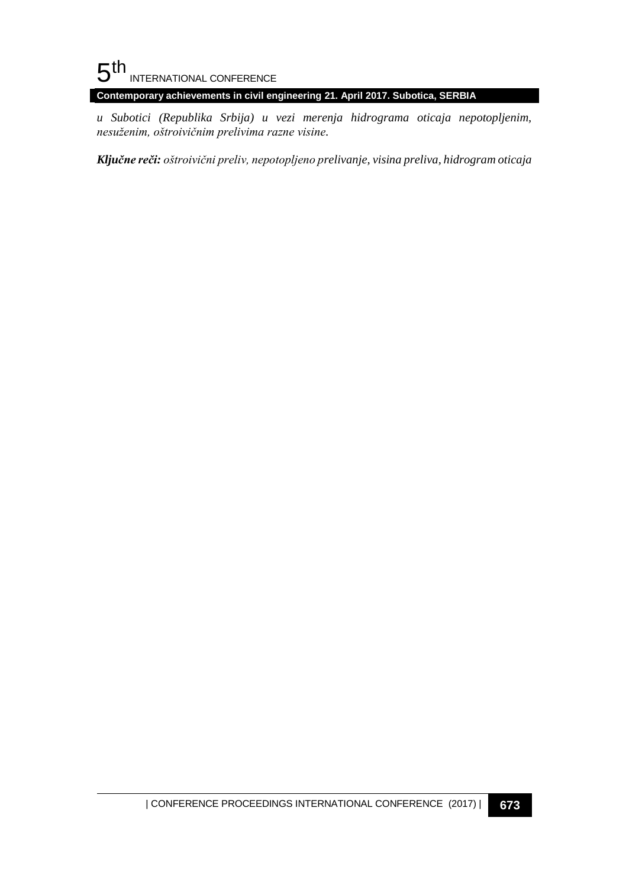*u Subotici (Republika Srbija) u vezi merenja hidrograma oticaja nepotopljenim, nesuženim, oštroivičnim prelivima razne visine.*

***Ključne reči:*** *oštroivični preliv, nepotopljeno prelivanje, visina preliva, hidrogram oticaja*